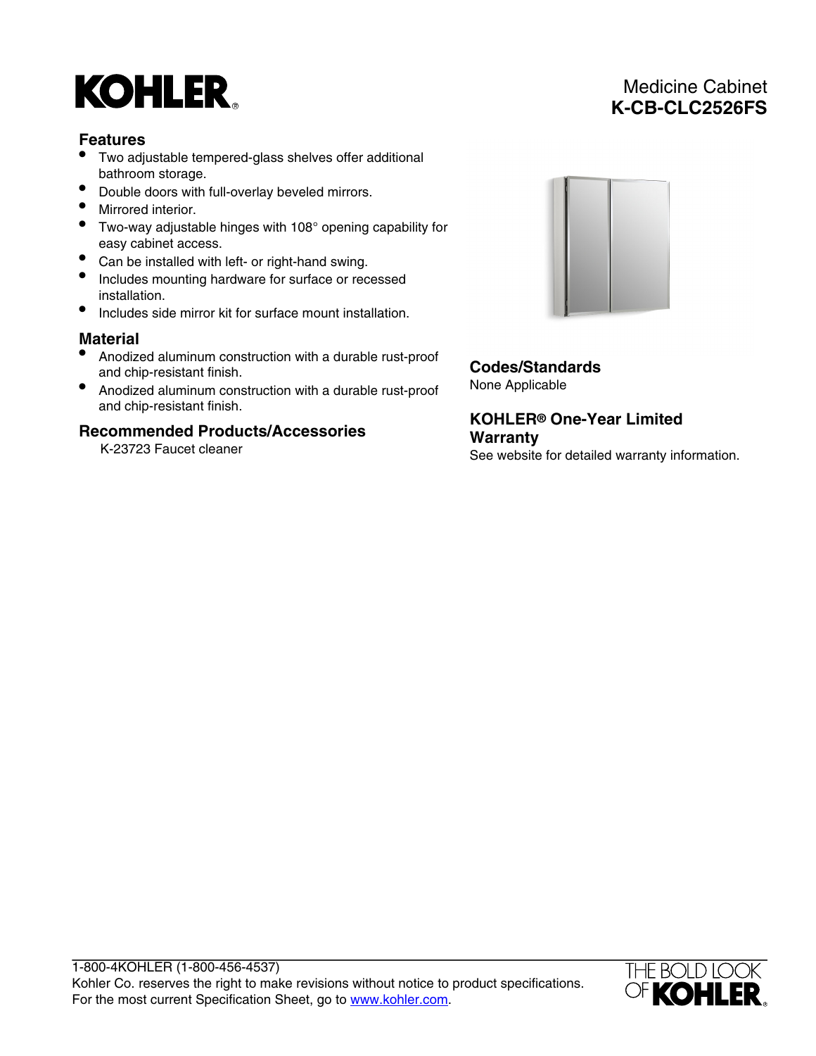# KOHLER

## Medicine Cabinet
## K-CB-CLC2526FS

### Features

- Two adjustable tempered-glass shelves offer additional bathroom storage.
- Double doors with full-overlay beveled mirrors.
- Mirrored interior.
- Two-way adjustable hinges with 108° opening capability for easy cabinet access.
- Can be installed with left- or right-hand swing.
- Includes mounting hardware for surface or recessed installation.
- Includes side mirror kit for surface mount installation.

### Material

- Anodized aluminum construction with a durable rust-proof and chip-resistant finish.
- Anodized aluminum construction with a durable rust-proof and chip-resistant finish.

### Recommended Products/Accessories

K-23723 Faucet cleaner

### Codes/Standards

None Applicable

### KOHLER® One-Year Limited Warranty

See website for detailed warranty information.

1-800-4KOHLER (1-800-456-4537)
Kohler Co. reserves the right to make revisions without notice to product specifications.
For the most current Specification Sheet, go to www.kohler.com.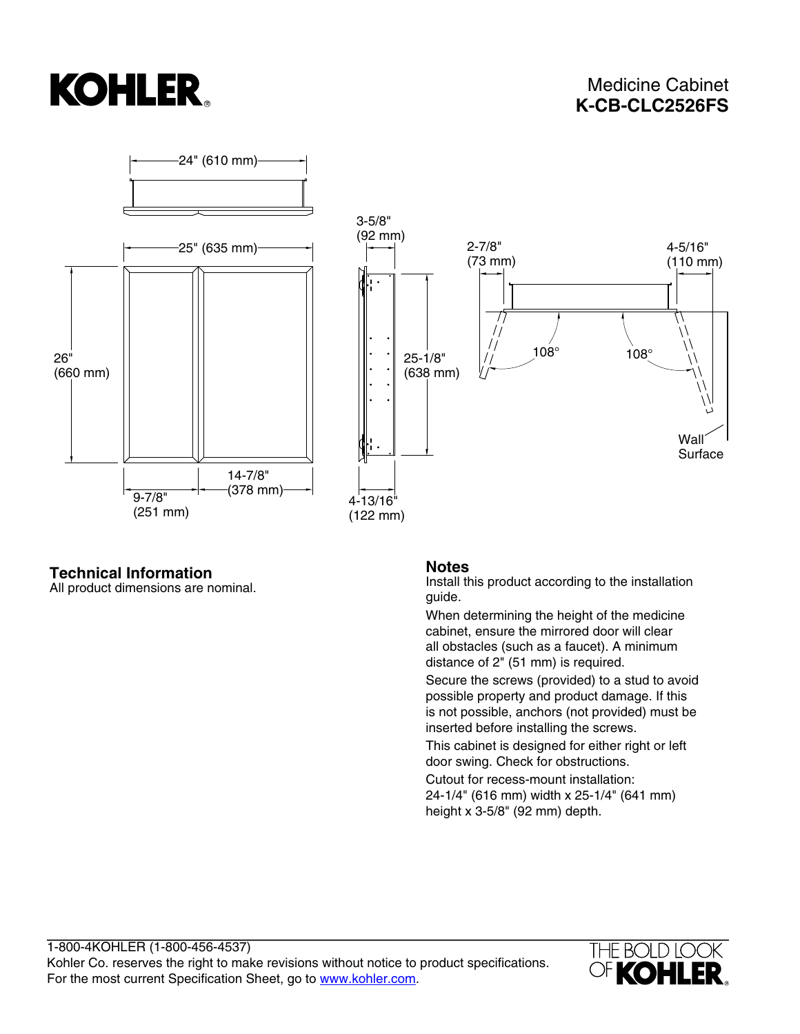# KOHLER

## Medicine Cabinet
## K-CB-CLC2526FS

24" (610 mm)

25" (635 mm)

26"
(660 mm)

9-7/8"
(251 mm)

14-7/8"
(378 mm)

3-5/8"
(92 mm)

25-1/8"
(638 mm)

4-13/16"
(122 mm)

2-7/8"
(73 mm)

4-5/16"
(110 mm)

108°

108°

Wall
Surface

### Technical Information

All product dimensions are nominal.

### Notes

Install this product according to the installation guide.

When determining the height of the medicine cabinet, ensure the mirrored door will clear all obstacles (such as a faucet). A minimum distance of 2" (51 mm) is required.

Secure the screws (provided) to a stud to avoid possible property and product damage. If this is not possible, anchors (not provided) must be inserted before installing the screws.

This cabinet is designed for either right or left door swing. Check for obstructions.

Cutout for recess-mount installation:
24-1/4" (616 mm) width x 25-1/4" (641 mm) height x 3-5/8" (92 mm) depth.

1-800-4KOHLER (1-800-456-4537)
Kohler Co. reserves the right to make revisions without notice to product specifications.
For the most current Specification Sheet, go to www.kohler.com.

THE BOLD LOOK OF KOHLER.